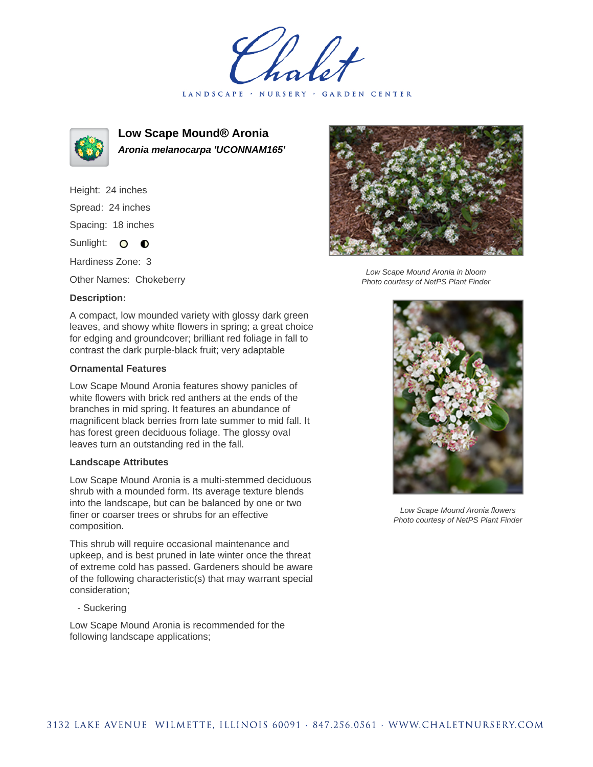# Chalet

LANDSCAPE · NURSERY · GARDEN CENTER

## Low Scape Mound® Aronia

***Aronia melanocarpa 'UCONNAM165'***

Height: 24 inches

Spread: 24 inches

Spacing: 18 inches

Sunlight:

Hardiness Zone: 3

Other Names: Chokeberry

### Description:

A compact, low mounded variety with glossy dark green leaves, and showy white flowers in spring; a great choice for edging and groundcover; brilliant red foliage in fall to contrast the dark purple-black fruit; very adaptable

#### Ornamental Features

Low Scape Mound Aronia features showy panicles of white flowers with brick red anthers at the ends of the branches in mid spring. It features an abundance of magnificent black berries from late summer to mid fall. It has forest green deciduous foliage. The glossy oval leaves turn an outstanding red in the fall.

#### Landscape Attributes

Low Scape Mound Aronia is a multi-stemmed deciduous shrub with a mounded form. Its average texture blends into the landscape, but can be balanced by one or two finer or coarser trees or shrubs for an effective composition.

This shrub will require occasional maintenance and upkeep, and is best pruned in late winter once the threat of extreme cold has passed. Gardeners should be aware of the following characteristic(s) that may warrant special consideration;

- Suckering

Low Scape Mound Aronia is recommended for the following landscape applications;

*Low Scape Mound Aronia in bloom*
*Photo courtesy of NetPS Plant Finder*

*Low Scape Mound Aronia flowers*
*Photo courtesy of NetPS Plant Finder*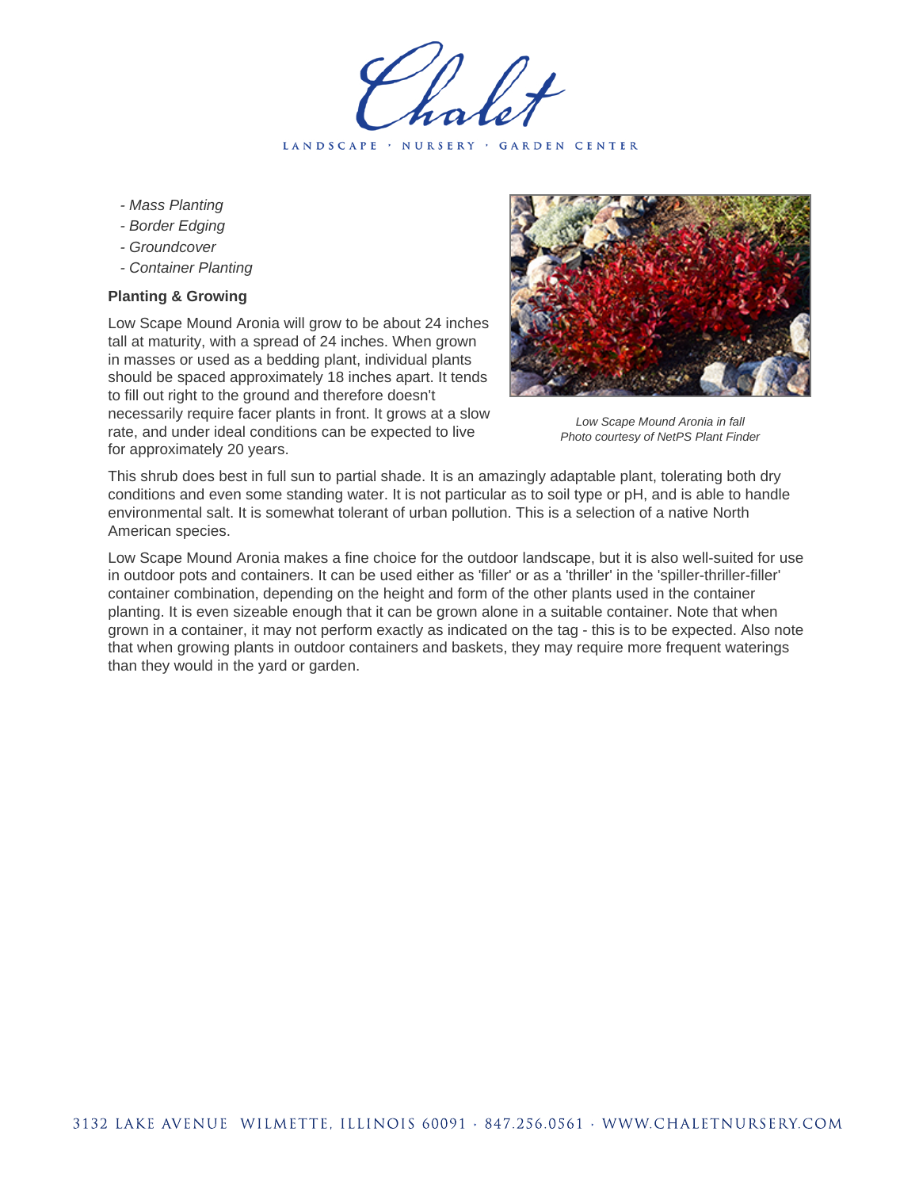- *Mass Planting*
- *Border Edging*
- *Groundcover*
- *Container Planting*

**Planting & Growing**

Low Scape Mound Aronia will grow to be about 24 inches tall at maturity, with a spread of 24 inches. When grown in masses or used as a bedding plant, individual plants should be spaced approximately 18 inches apart. It tends to fill out right to the ground and therefore doesn't necessarily require facer plants in front. It grows at a slow rate, and under ideal conditions can be expected to live for approximately 20 years.

*Low Scape Mound Aronia in fall*
*Photo courtesy of NetPS Plant Finder*

This shrub does best in full sun to partial shade. It is an amazingly adaptable plant, tolerating both dry conditions and even some standing water. It is not particular as to soil type or pH, and is able to handle environmental salt. It is somewhat tolerant of urban pollution. This is a selection of a native North American species.

Low Scape Mound Aronia makes a fine choice for the outdoor landscape, but it is also well-suited for use in outdoor pots and containers. It can be used either as 'filler' or as a 'thriller' in the 'spiller-thriller-filler' container combination, depending on the height and form of the other plants used in the container planting. It is even sizeable enough that it can be grown alone in a suitable container. Note that when grown in a container, it may not perform exactly as indicated on the tag - this is to be expected. Also note that when growing plants in outdoor containers and baskets, they may require more frequent waterings than they would in the yard or garden.